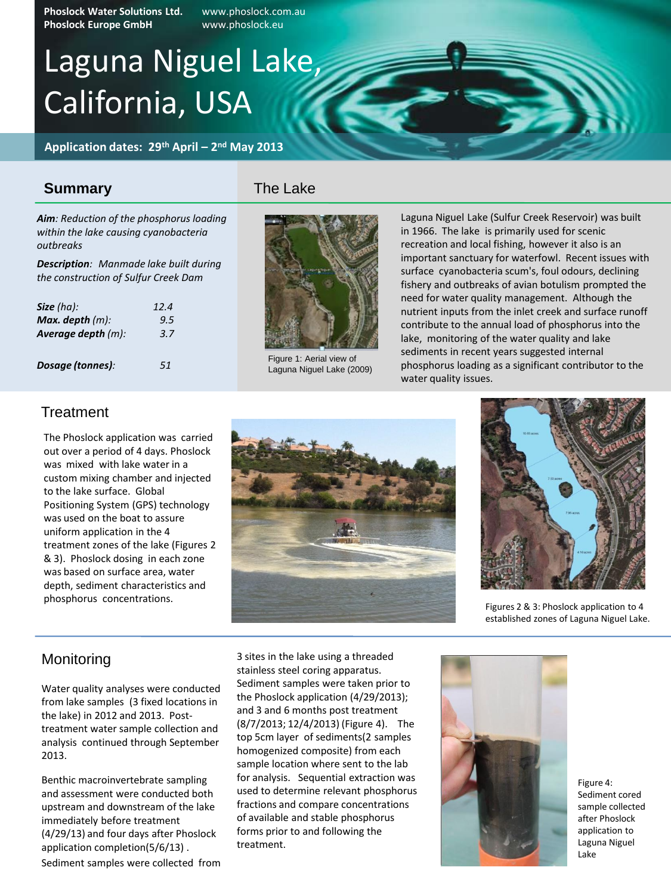Phoslock Water Solutions Ltd. www.phoslock.com.au
Phoslock Europe GmbH www.phoslock.eu

# Laguna Niguel Lake, California, USA

**Application dates: 29th April – 2nd May 2013**

## Summary

***Aim***: *Reduction of the phosphorus loading within the lake causing cyanobacteria outbreaks*

***Description***: *Manmade lake built during the construction of Sulfur Creek Dam*

| | |
|---|---|
| ***Size*** *(ha):* | *12.4* |
| ***Max. depth*** *(m):* | *9.5* |
| ***Average depth*** *(m):* | *3.7* |
| ***Dosage (tonnes)****:* | *51* |

## The Lake

Figure 1: Aerial view of Laguna Niguel Lake (2009)

Laguna Niguel Lake (Sulfur Creek Reservoir) was built in 1966. The lake is primarily used for scenic recreation and local fishing, however it also is an important sanctuary for waterfowl. Recent issues with surface cyanobacteria scum's, foul odours, declining fishery and outbreaks of avian botulism prompted the need for water quality management. Although the nutrient inputs from the inlet creek and surface runoff contribute to the annual load of phosphorus into the lake, monitoring of the water quality and lake sediments in recent years suggested internal phosphorus loading as a significant contributor to the water quality issues.

## Treatment

The Phoslock application was carried out over a period of 4 days. Phoslock was mixed with lake water in a custom mixing chamber and injected to the lake surface. Global Positioning System (GPS) technology was used on the boat to assure uniform application in the 4 treatment zones of the lake (Figures 2 & 3). Phoslock dosing in each zone was based on surface area, water depth, sediment characteristics and phosphorus concentrations.

Figures 2 & 3: Phoslock application to 4 established zones of Laguna Niguel Lake.

## Monitoring

Water quality analyses were conducted from lake samples (3 fixed locations in the lake) in 2012 and 2013. Post-treatment water sample collection and analysis continued through September 2013.

Benthic macroinvertebrate sampling and assessment were conducted both upstream and downstream of the lake immediately before treatment (4/29/13) and four days after Phoslock application completion(5/6/13). Sediment samples were collected from 3 sites in the lake using a threaded stainless steel coring apparatus. Sediment samples were taken prior to the Phoslock application (4/29/2013); and 3 and 6 months post treatment (8/7/2013; 12/4/2013) (Figure 4). The top 5cm layer of sediments(2 samples homogenized composite) from each sample location where sent to the lab for analysis. Sequential extraction was used to determine relevant phosphorus fractions and compare concentrations of available and stable phosphorus forms prior to and following the treatment.

Figure 4: Sediment cored sample collected after Phoslock application to Laguna Niguel Lake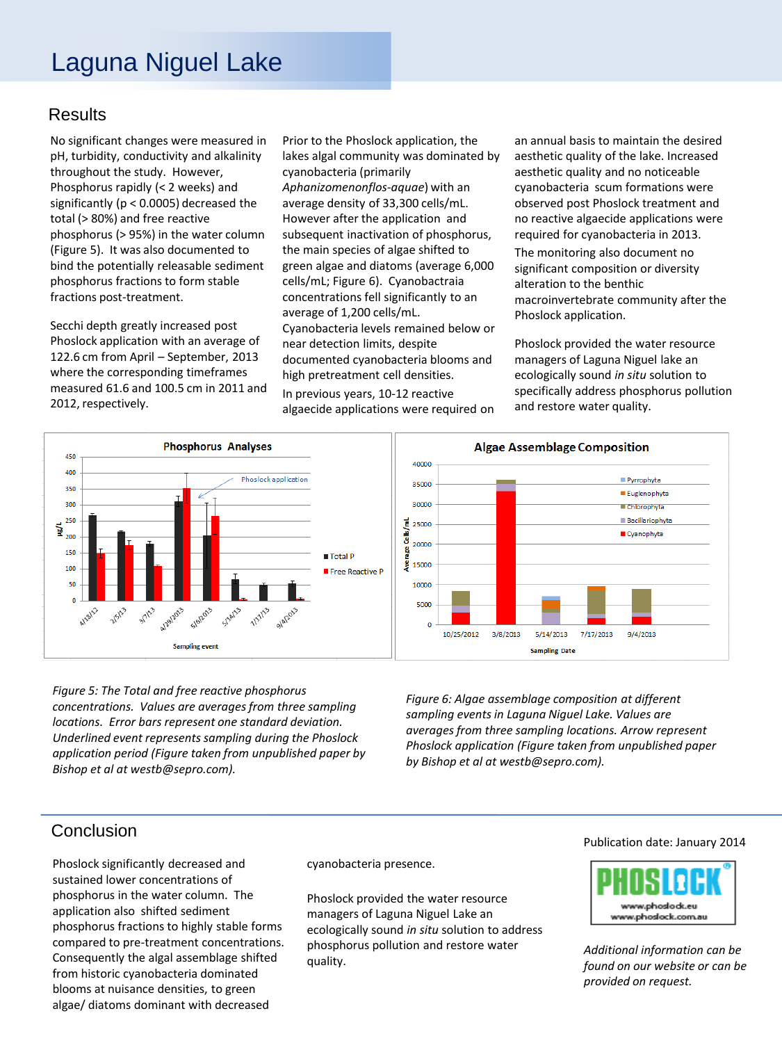# Laguna Niguel Lake

## Results

No significant changes were measured in pH, turbidity, conductivity and alkalinity throughout the study. However, Phosphorus rapidly (< 2 weeks) and significantly ($p < 0.0005$) decreased the total (> 80%) and free reactive phosphorus (> 95%) in the water column (Figure 5). It was also documented to bind the potentially releasable sediment phosphorus fractions to form stable fractions post-treatment.

Secchi depth greatly increased post Phoslock application with an average of 122.6 cm from April – September, 2013 where the corresponding timeframes measured 61.6 and 100.5 cm in 2011 and 2012, respectively.

Prior to the Phoslock application, the lakes algal community was dominated by cyanobacteria (primarily *Aphanizomenonflos-aquae*) with an average density of 33,300 cells/mL. However after the application and subsequent inactivation of phosphorus, the main species of algae shifted to green algae and diatoms (average 6,000 cells/mL; Figure 6). Cyanobactraia concentrations fell significantly to an average of 1,200 cells/mL. Cyanobacteria levels remained below or near detection limits, despite documented cyanobacteria blooms and high pretreatment cell densities.

In previous years, 10-12 reactive algaecide applications were required on an annual basis to maintain the desired aesthetic quality of the lake. Increased aesthetic quality and no noticeable cyanobacteria scum formations were observed post Phoslock treatment and no reactive algaecide applications were required for cyanobacteria in 2013.

The monitoring also document no significant composition or diversity alteration to the benthic macroinvertebrate community after the Phoslock application.

Phoslock provided the water resource managers of Laguna Niguel lake an ecologically sound *in situ* solution to specifically address phosphorus pollution and restore water quality.

Phosphorus Analyses

450
400
350
300
250
200
150
100
50
0

µg/L

Phoslock application

Total P
Free Reactive P

4/18/12
2/5/13
3/7/13
4/29/2013
5/6/2013
5/14/13
7/17/13
9/4/2013

Sampling event

*Figure 5: The Total and free reactive phosphorus concentrations. Values are averages from three sampling locations. Error bars represent one standard deviation. Underlined event represents sampling during the Phoslock application period (Figure taken from unpublished paper by Bishop et al at westb@sepro.com).*

Algae Assemblage Composition

40000
35000
30000
25000
20000
15000
10000
5000
0

Average Cells/mL

Pyrrophyta
Euglenophyta
Chlorophyta
Bacillariophyta
Cyanophyta

10/25/2012
3/8/2013
5/14/2013
7/17/2013
9/4/2013

Sampling Date

*Figure 6: Algae assemblage composition at different sampling events in Laguna Niguel Lake. Values are averages from three sampling locations. Arrow represent Phoslock application (Figure taken from unpublished paper by Bishop et al at westb@sepro.com).*

## Conclusion

Phoslock significantly decreased and sustained lower concentrations of phosphorus in the water column. The application also shifted sediment phosphorus fractions to highly stable forms compared to pre-treatment concentrations. Consequently the algal assemblage shifted from historic cyanobacteria dominated blooms at nuisance densities, to green algae/ diatoms dominant with decreased cyanobacteria presence.

Phoslock provided the water resource managers of Laguna Niguel Lake an ecologically sound *in situ* solution to address phosphorus pollution and restore water quality.

Publication date: January 2014

PHOSLOCK
www.phoslock.eu
www.phoslock.com.au

*Additional information can be found on our website or can be provided on request.*